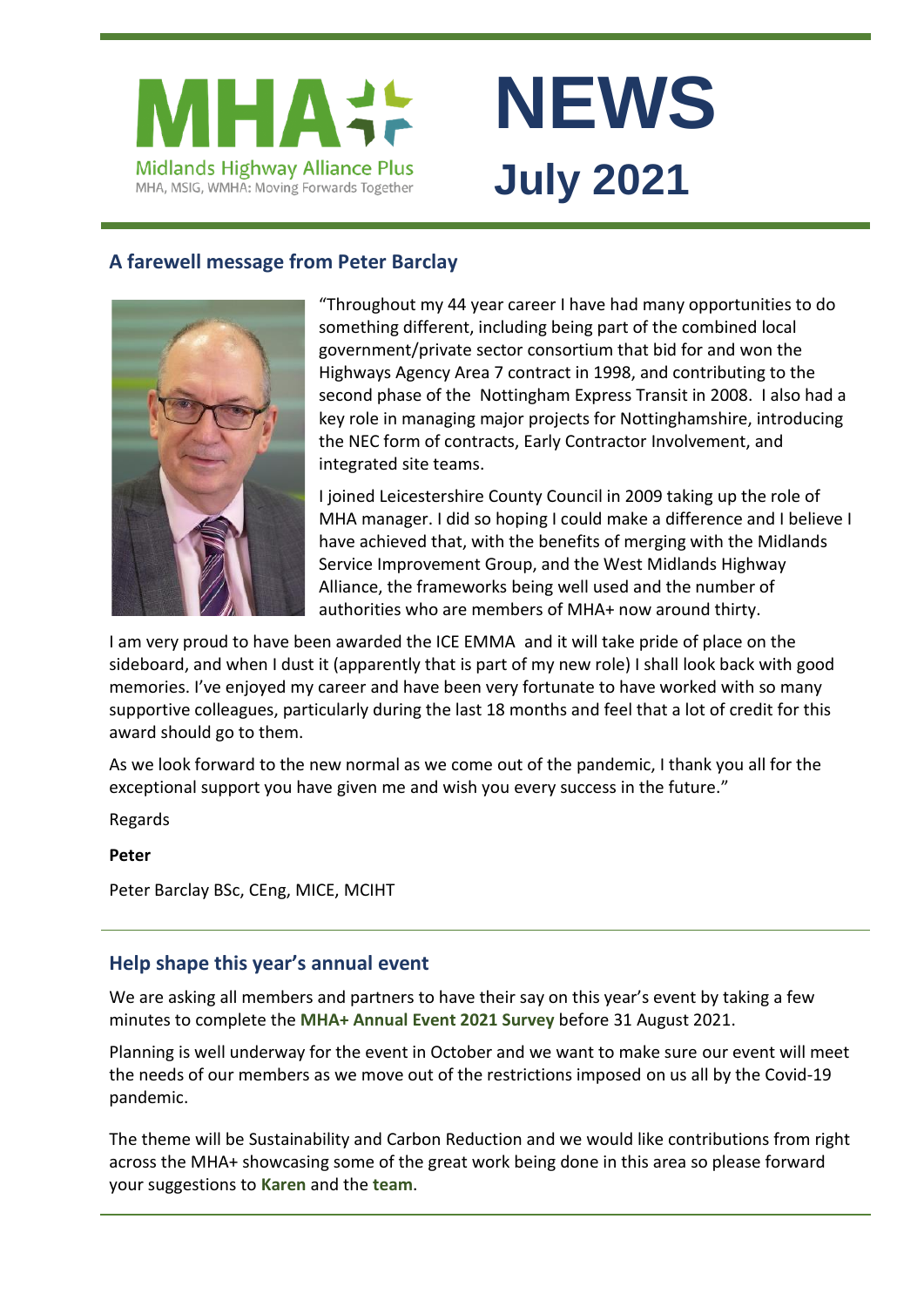MHA

Midlands Highway Alliance Plus

MHA, MSIG, WMHA: Moving Forwards Together

# NEWS

# July 2021

## A farewell message from Peter Barclay

"Throughout my 44 year career I have had many opportunities to do something different, including being part of the combined local government/private sector consortium that bid for and won the Highways Agency Area 7 contract in 1998, and contributing to the second phase of the Nottingham Express Transit in 2008. I also had a key role in managing major projects for Nottinghamshire, introducing the NEC form of contracts, Early Contractor Involvement, and integrated site teams.

I joined Leicestershire County Council in 2009 taking up the role of MHA manager. I did so hoping I could make a difference and I believe I have achieved that, with the benefits of merging with the Midlands Service Improvement Group, and the West Midlands Highway Alliance, the frameworks being well used and the number of authorities who are members of MHA+ now around thirty.

I am very proud to have been awarded the ICE EMMA and it will take pride of place on the sideboard, and when I dust it (apparently that is part of my new role) I shall look back with good memories. I've enjoyed my career and have been very fortunate to have worked with so many supportive colleagues, particularly during the last 18 months and feel that a lot of credit for this award should go to them.

As we look forward to the new normal as we come out of the pandemic, I thank you all for the exceptional support you have given me and wish you every success in the future."

Regards

**Peter**

Peter Barclay BSc, CEng, MICE, MCIHT

## Help shape this year's annual event

We are asking all members and partners to have their say on this year's event by taking a few minutes to complete the **MHA+ Annual Event 2021 Survey** before 31 August 2021.

Planning is well underway for the event in October and we want to make sure our event will meet the needs of our members as we move out of the restrictions imposed on us all by the Covid-19 pandemic.

The theme will be Sustainability and Carbon Reduction and we would like contributions from right across the MHA+ showcasing some of the great work being done in this area so please forward your suggestions to **Karen** and the **team**.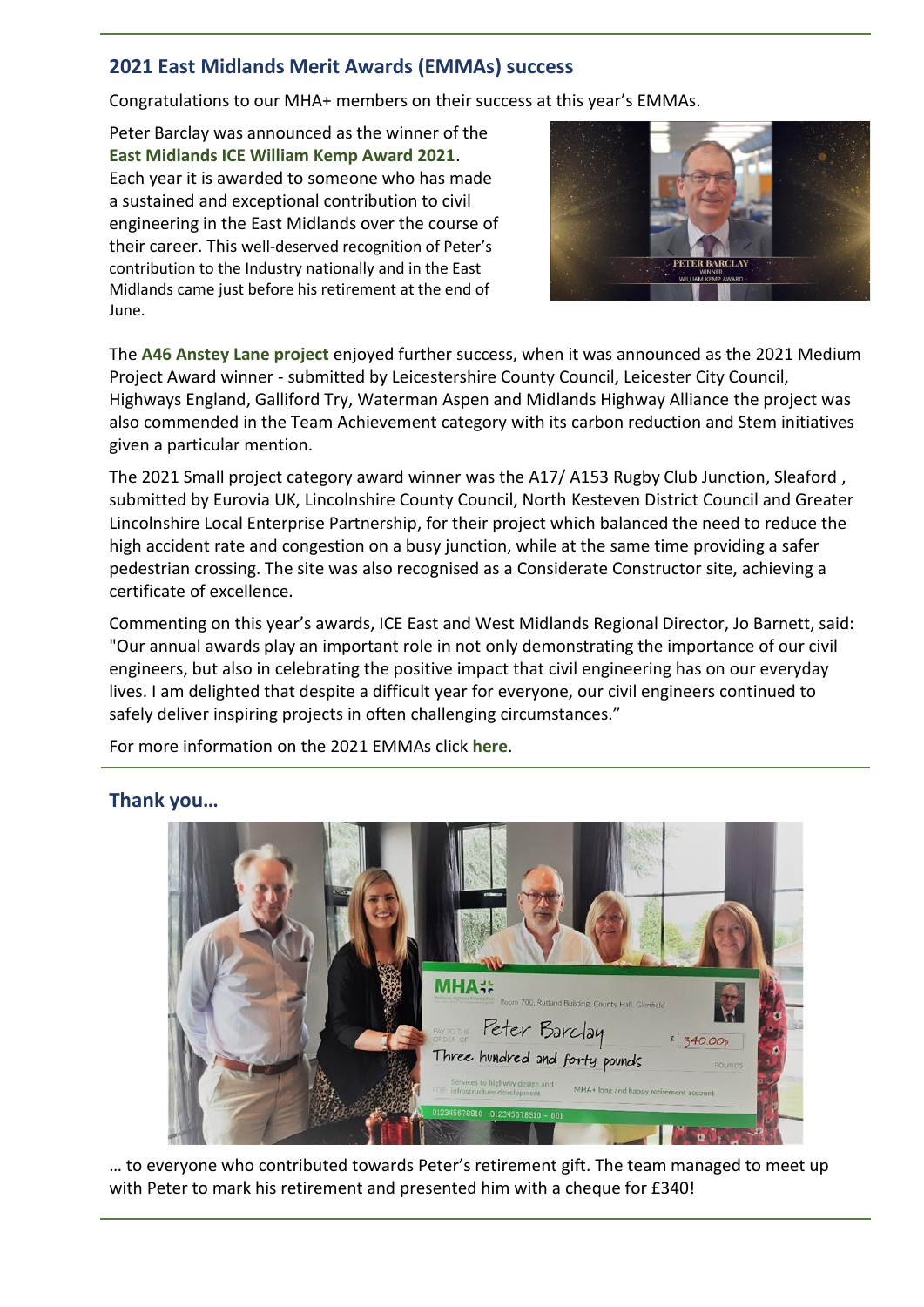## 2021 East Midlands Merit Awards (EMMAs) success

Congratulations to our MHA+ members on their success at this year's EMMAs.

Peter Barclay was announced as the winner of the **East Midlands ICE William Kemp Award 2021**. Each year it is awarded to someone who has made a sustained and exceptional contribution to civil engineering in the East Midlands over the course of their career. This well-deserved recognition of Peter's contribution to the Industry nationally and in the East Midlands came just before his retirement at the end of June.

The **A46 Anstey Lane project** enjoyed further success, when it was announced as the 2021 Medium Project Award winner - submitted by Leicestershire County Council, Leicester City Council, Highways England, Galliford Try, Waterman Aspen and Midlands Highway Alliance the project was also commended in the Team Achievement category with its carbon reduction and Stem initiatives given a particular mention.

The 2021 Small project category award winner was the A17/ A153 Rugby Club Junction, Sleaford , submitted by Eurovia UK, Lincolnshire County Council, North Kesteven District Council and Greater Lincolnshire Local Enterprise Partnership, for their project which balanced the need to reduce the high accident rate and congestion on a busy junction, while at the same time providing a safer pedestrian crossing. The site was also recognised as a Considerate Constructor site, achieving a certificate of excellence.

Commenting on this year's awards, ICE East and West Midlands Regional Director, Jo Barnett, said: "Our annual awards play an important role in not only demonstrating the importance of our civil engineers, but also in celebrating the positive impact that civil engineering has on our everyday lives. I am delighted that despite a difficult year for everyone, our civil engineers continued to safely deliver inspiring projects in often challenging circumstances."

For more information on the 2021 EMMAs click **here**.

## Thank you…

… to everyone who contributed towards Peter's retirement gift. The team managed to meet up with Peter to mark his retirement and presented him with a cheque for £340!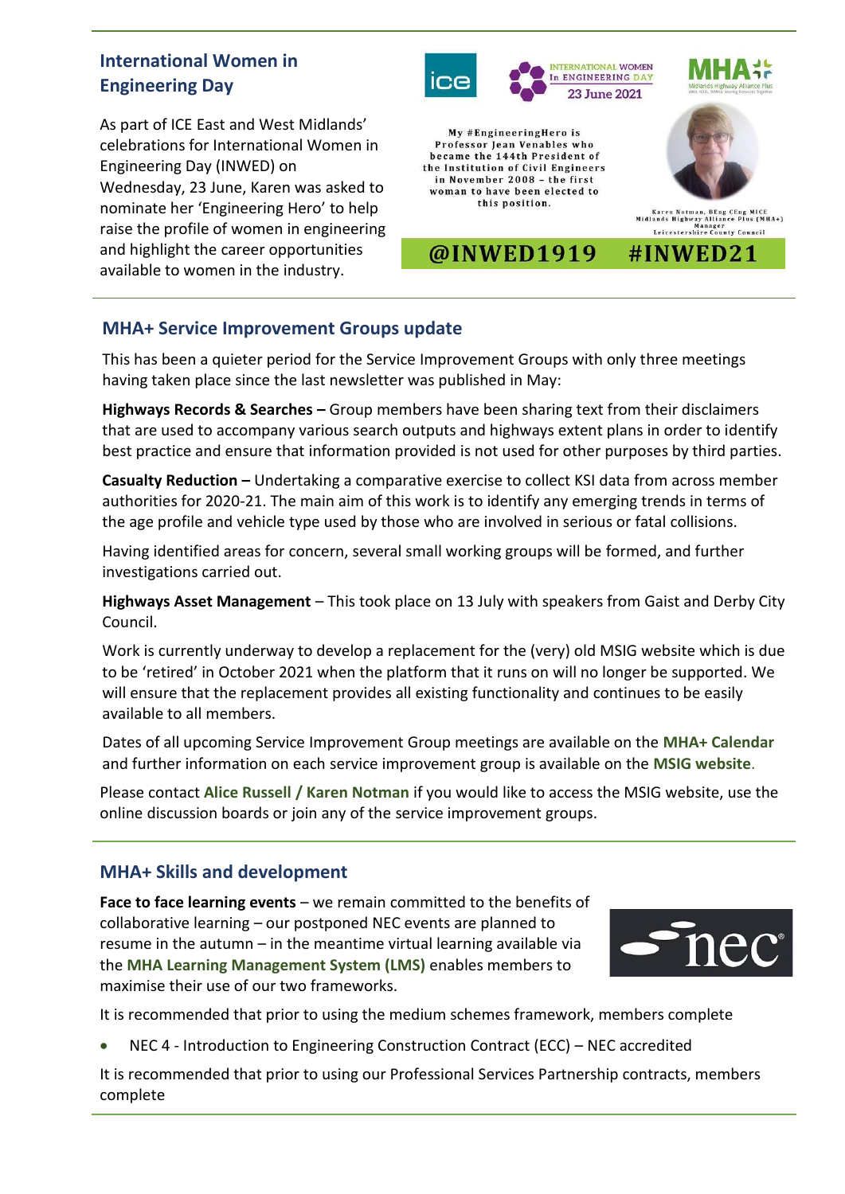## International Women in Engineering Day

As part of ICE East and West Midlands' celebrations for International Women in Engineering Day (INWED) on Wednesday, 23 June, Karen was asked to nominate her 'Engineering Hero' to help raise the profile of women in engineering and highlight the career opportunities available to women in the industry.

INTERNATIONAL WOMEN In ENGINEERING DAY 23 June 2021

My #EngineeringHero is Professor Jean Venables who became the 144th President of the Institution of Civil Engineers in November 2008 - the first woman to have been elected to this position.

Karen Notman, BEng CEng MICE
Midlands Highway Alliance Plus (MHA+) Manager
Leicestershire County Council

@INWED1919 #INWED21

## MHA+ Service Improvement Groups update

This has been a quieter period for the Service Improvement Groups with only three meetings having taken place since the last newsletter was published in May:

**Highways Records & Searches –** Group members have been sharing text from their disclaimers that are used to accompany various search outputs and highways extent plans in order to identify best practice and ensure that information provided is not used for other purposes by third parties.

**Casualty Reduction –** Undertaking a comparative exercise to collect KSI data from across member authorities for 2020-21. The main aim of this work is to identify any emerging trends in terms of the age profile and vehicle type used by those who are involved in serious or fatal collisions.

Having identified areas for concern, several small working groups will be formed, and further investigations carried out.

**Highways Asset Management** – This took place on 13 July with speakers from Gaist and Derby City Council.

Work is currently underway to develop a replacement for the (very) old MSIG website which is due to be 'retired' in October 2021 when the platform that it runs on will no longer be supported. We will ensure that the replacement provides all existing functionality and continues to be easily available to all members.

Dates of all upcoming Service Improvement Group meetings are available on the **MHA+ Calendar** and further information on each service improvement group is available on the **MSIG website**.

Please contact **Alice Russell / Karen Notman** if you would like to access the MSIG website, use the online discussion boards or join any of the service improvement groups.

## MHA+ Skills and development

**Face to face learning events** – we remain committed to the benefits of collaborative learning – our postponed NEC events are planned to resume in the autumn – in the meantime virtual learning available via the **MHA Learning Management System (LMS)** enables members to maximise their use of our two frameworks.

It is recommended that prior to using the medium schemes framework, members complete

- NEC 4 - Introduction to Engineering Construction Contract (ECC) – NEC accredited

It is recommended that prior to using our Professional Services Partnership contracts, members complete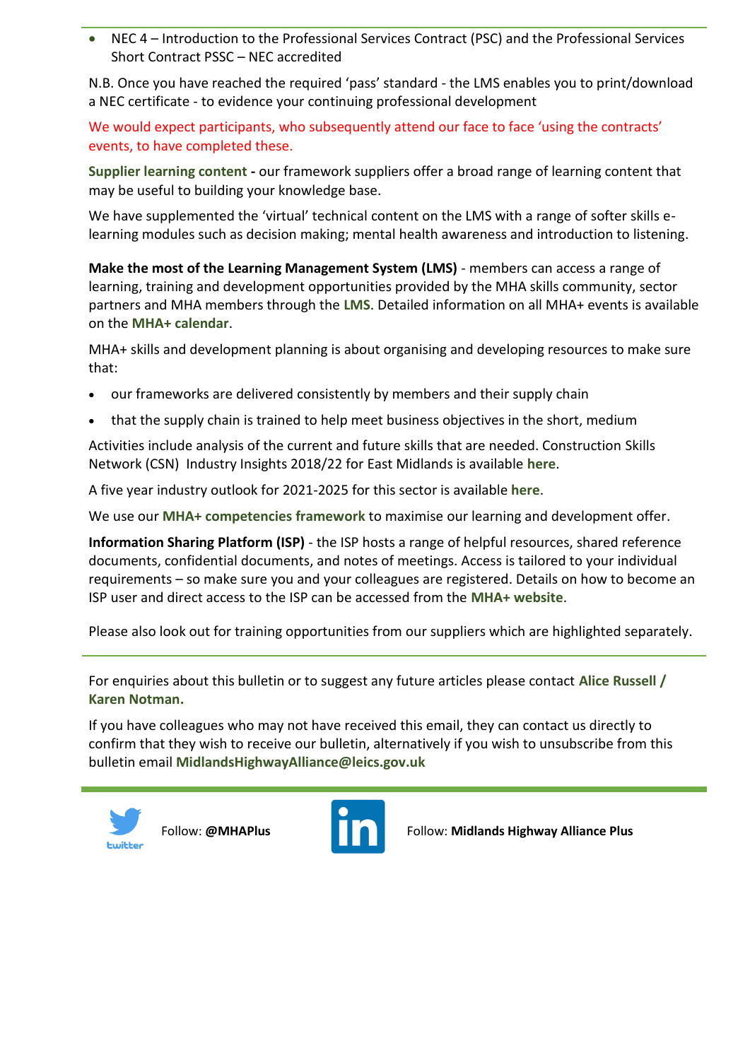- NEC 4 – Introduction to the Professional Services Contract (PSC) and the Professional Services Short Contract PSSC – NEC accredited

N.B. Once you have reached the required 'pass' standard - the LMS enables you to print/download a NEC certificate - to evidence your continuing professional development

We would expect participants, who subsequently attend our face to face 'using the contracts' events, to have completed these.

**Supplier learning content -** our framework suppliers offer a broad range of learning content that may be useful to building your knowledge base.

We have supplemented the 'virtual' technical content on the LMS with a range of softer skills e-learning modules such as decision making; mental health awareness and introduction to listening.

**Make the most of the Learning Management System (LMS)** - members can access a range of learning, training and development opportunities provided by the MHA skills community, sector partners and MHA members through the **LMS**. Detailed information on all MHA+ events is available on the **MHA+ calendar**.

MHA+ skills and development planning is about organising and developing resources to make sure that:

- our frameworks are delivered consistently by members and their supply chain
- that the supply chain is trained to help meet business objectives in the short, medium

Activities include analysis of the current and future skills that are needed. Construction Skills Network (CSN) Industry Insights 2018/22 for East Midlands is available **here**.

A five year industry outlook for 2021-2025 for this sector is available **here**.

We use our **MHA+ competencies framework** to maximise our learning and development offer.

**Information Sharing Platform (ISP)** - the ISP hosts a range of helpful resources, shared reference documents, confidential documents, and notes of meetings. Access is tailored to your individual requirements – so make sure you and your colleagues are registered. Details on how to become an ISP user and direct access to the ISP can be accessed from the **MHA+ website**.

Please also look out for training opportunities from our suppliers which are highlighted separately.

---

For enquiries about this bulletin or to suggest any future articles please contact **Alice Russell / Karen Notman.**

If you have colleagues who may not have received this email, they can contact us directly to confirm that they wish to receive our bulletin, alternatively if you wish to unsubscribe from this bulletin email **MidlandsHighwayAlliance@leics.gov.uk**

---

Follow: **@MHAPlus**

Follow: **Midlands Highway Alliance Plus**